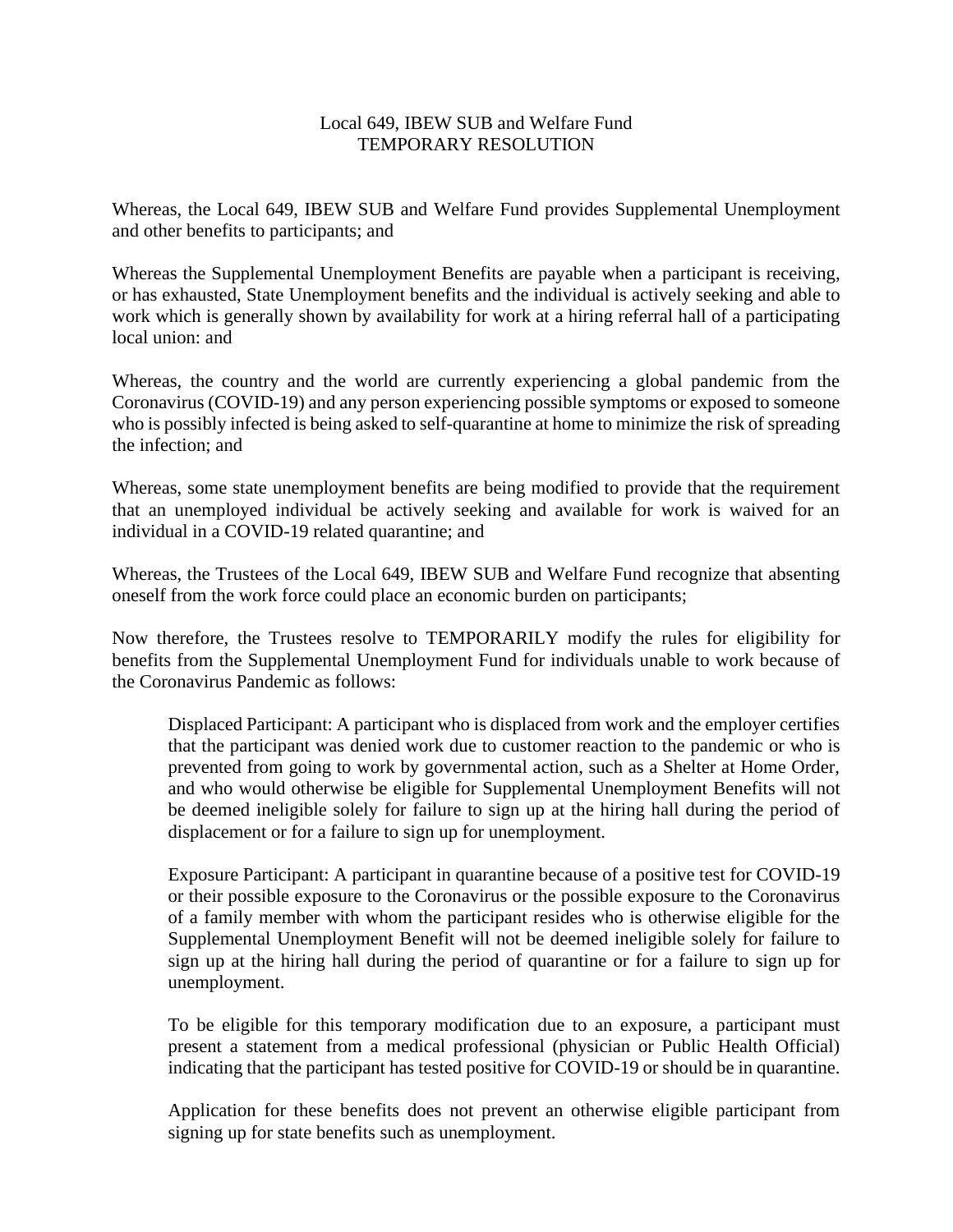# Local 649, IBEW SUB and Welfare Fund
## TEMPORARY RESOLUTION

Whereas, the Local 649, IBEW SUB and Welfare Fund provides Supplemental Unemployment and other benefits to participants; and

Whereas the Supplemental Unemployment Benefits are payable when a participant is receiving, or has exhausted, State Unemployment benefits and the individual is actively seeking and able to work which is generally shown by availability for work at a hiring referral hall of a participating local union: and

Whereas, the country and the world are currently experiencing a global pandemic from the Coronavirus (COVID-19) and any person experiencing possible symptoms or exposed to someone who is possibly infected is being asked to self-quarantine at home to minimize the risk of spreading the infection; and

Whereas, some state unemployment benefits are being modified to provide that the requirement that an unemployed individual be actively seeking and available for work is waived for an individual in a COVID-19 related quarantine; and

Whereas, the Trustees of the Local 649, IBEW SUB and Welfare Fund recognize that absenting oneself from the work force could place an economic burden on participants;

Now therefore, the Trustees resolve to TEMPORARILY modify the rules for eligibility for benefits from the Supplemental Unemployment Fund for individuals unable to work because of the Coronavirus Pandemic as follows:

> Displaced Participant: A participant who is displaced from work and the employer certifies that the participant was denied work due to customer reaction to the pandemic or who is prevented from going to work by governmental action, such as a Shelter at Home Order, and who would otherwise be eligible for Supplemental Unemployment Benefits will not be deemed ineligible solely for failure to sign up at the hiring hall during the period of displacement or for a failure to sign up for unemployment.
>
> Exposure Participant: A participant in quarantine because of a positive test for COVID-19 or their possible exposure to the Coronavirus or the possible exposure to the Coronavirus of a family member with whom the participant resides who is otherwise eligible for the Supplemental Unemployment Benefit will not be deemed ineligible solely for failure to sign up at the hiring hall during the period of quarantine or for a failure to sign up for unemployment.
>
> To be eligible for this temporary modification due to an exposure, a participant must present a statement from a medical professional (physician or Public Health Official) indicating that the participant has tested positive for COVID-19 or should be in quarantine.
>
> Application for these benefits does not prevent an otherwise eligible participant from signing up for state benefits such as unemployment.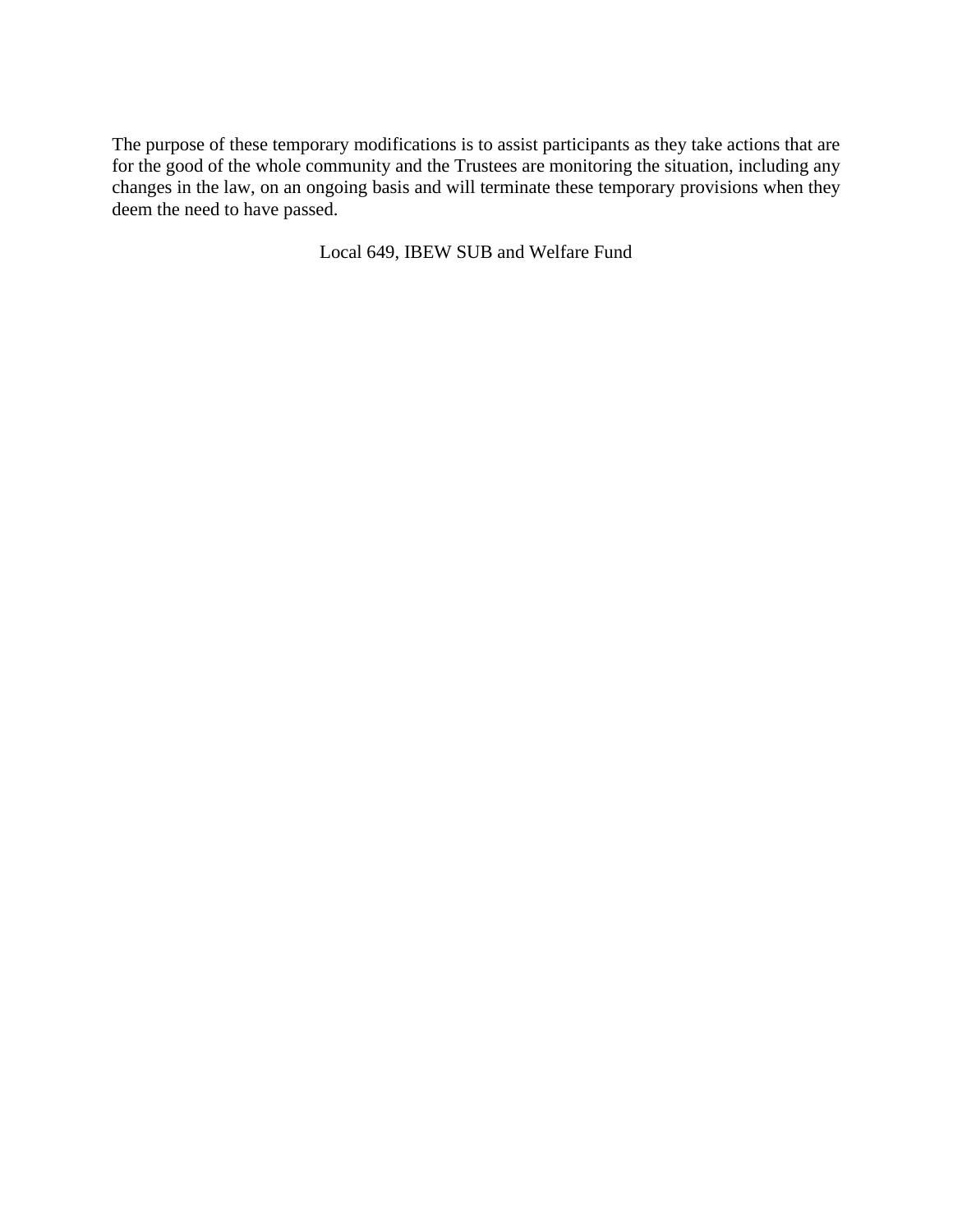The purpose of these temporary modifications is to assist participants as they take actions that are for the good of the whole community and the Trustees are monitoring the situation, including any changes in the law, on an ongoing basis and will terminate these temporary provisions when they deem the need to have passed.

Local 649, IBEW SUB and Welfare Fund